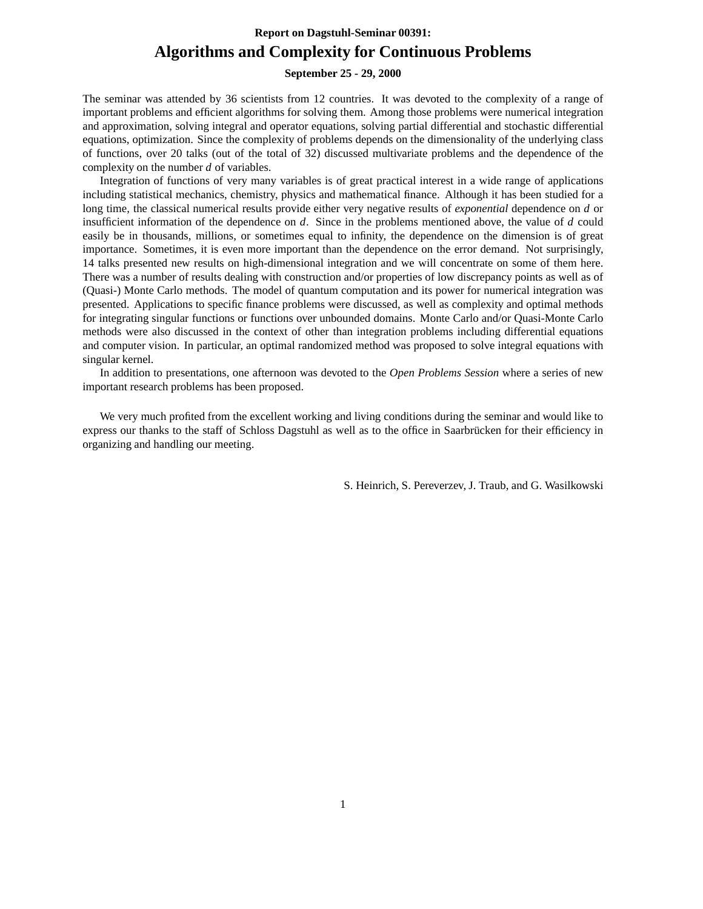**Report on Dagstuhl-Seminar 00391:**

# Algorithms and Complexity for Continuous Problems

**September 25 - 29, 2000**

The seminar was attended by 36 scientists from 12 countries. It was devoted to the complexity of a range of important problems and efficient algorithms for solving them. Among those problems were numerical integration and approximation, solving integral and operator equations, solving partial differential and stochastic differential equations, optimization. Since the complexity of problems depends on the dimensionality of the underlying class of functions, over 20 talks (out of the total of 32) discussed multivariate problems and the dependence of the complexity on the number $d$ of variables.

Integration of functions of very many variables is of great practical interest in a wide range of applications including statistical mechanics, chemistry, physics and mathematical finance. Although it has been studied for a long time, the classical numerical results provide either very negative results of *exponential* dependence on $d$ or insufficient information of the dependence on $d$. Since in the problems mentioned above, the value of $d$ could easily be in thousands, millions, or sometimes equal to infinity, the dependence on the dimension is of great importance. Sometimes, it is even more important than the dependence on the error demand. Not surprisingly, 14 talks presented new results on high-dimensional integration and we will concentrate on some of them here. There was a number of results dealing with construction and/or properties of low discrepancy points as well as of (Quasi-) Monte Carlo methods. The model of quantum computation and its power for numerical integration was presented. Applications to specific finance problems were discussed, as well as complexity and optimal methods for integrating singular functions or functions over unbounded domains. Monte Carlo and/or Quasi-Monte Carlo methods were also discussed in the context of other than integration problems including differential equations and computer vision. In particular, an optimal randomized method was proposed to solve integral equations with singular kernel.

In addition to presentations, one afternoon was devoted to the *Open Problems Session* where a series of new important research problems has been proposed.

We very much profited from the excellent working and living conditions during the seminar and would like to express our thanks to the staff of Schloss Dagstuhl as well as to the office in Saarbrücken for their efficiency in organizing and handling our meeting.

S. Heinrich, S. Pereverzev, J. Traub, and G. Wasilkowski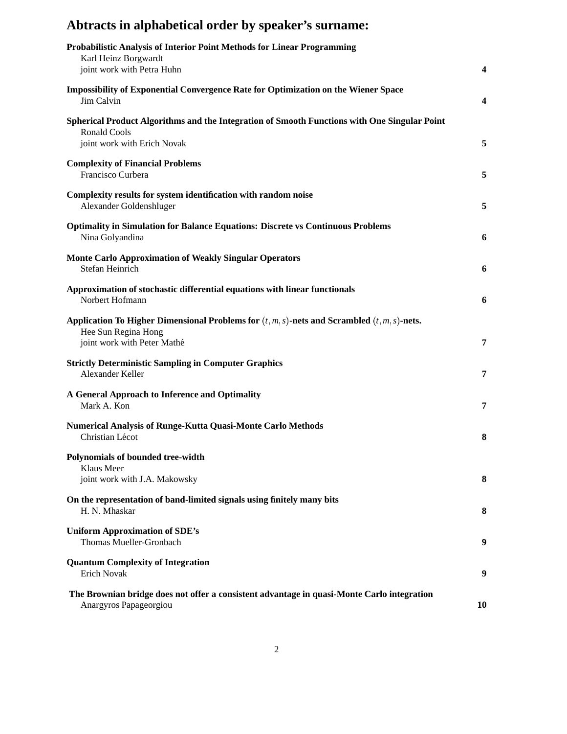# Abtracts in alphabetical order by speaker's surname:

**Probabilistic Analysis of Interior Point Methods for Linear Programming**
Karl Heinz Borgwardt
joint work with Petra Huhn — **4**

**Impossibility of Exponential Convergence Rate for Optimization on the Wiener Space**
Jim Calvin — **4**

**Spherical Product Algorithms and the Integration of Smooth Functions with One Singular Point**
Ronald Cools
joint work with Erich Novak — **5**

**Complexity of Financial Problems**
Francisco Curbera — **5**

**Complexity results for system identification with random noise**
Alexander Goldenshluger — **5**

**Optimality in Simulation for Balance Equations: Discrete vs Continuous Problems**
Nina Golyandina — **6**

**Monte Carlo Approximation of Weakly Singular Operators**
Stefan Heinrich — **6**

**Approximation of stochastic differential equations with linear functionals**
Norbert Hofmann — **6**

**Application To Higher Dimensional Problems for $(t, m, s)$-nets and Scrambled $(t, m, s)$-nets.**
Hee Sun Regina Hong
joint work with Peter Mathé — **7**

**Strictly Deterministic Sampling in Computer Graphics**
Alexander Keller — **7**

**A General Approach to Inference and Optimality**
Mark A. Kon — **7**

**Numerical Analysis of Runge-Kutta Quasi-Monte Carlo Methods**
Christian Lécot — **8**

**Polynomials of bounded tree-width**
Klaus Meer
joint work with J.A. Makowsky — **8**

**On the representation of band-limited signals using finitely many bits**
H. N. Mhaskar — **8**

**Uniform Approximation of SDE's**
Thomas Mueller-Gronbach — **9**

**Quantum Complexity of Integration**
Erich Novak — **9**

**The Brownian bridge does not offer a consistent advantage in quasi-Monte Carlo integration**
Anargyros Papageorgiou — **10**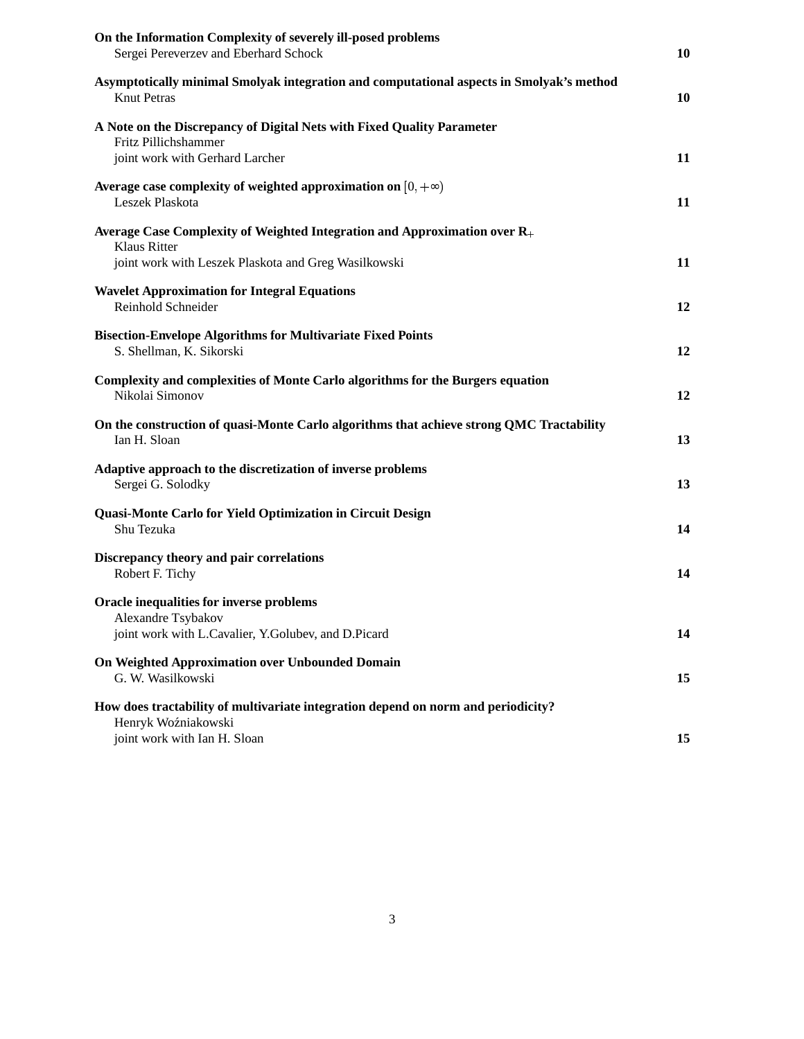**On the Information Complexity of severely ill-posed problems**
Sergei Pereverzev and Eberhard Schock **10**

**Asymptotically minimal Smolyak integration and computational aspects in Smolyak's method**
Knut Petras **10**

**A Note on the Discrepancy of Digital Nets with Fixed Quality Parameter**
Fritz Pillichshammer
joint work with Gerhard Larcher **11**

**Average case complexity of weighted approximation on** $[0, +\infty)$
Leszek Plaskota **11**

**Average Case Complexity of Weighted Integration and Approximation over** $\mathbf{R}_+$
Klaus Ritter
joint work with Leszek Plaskota and Greg Wasilkowski **11**

**Wavelet Approximation for Integral Equations**
Reinhold Schneider **12**

**Bisection-Envelope Algorithms for Multivariate Fixed Points**
S. Shellman, K. Sikorski **12**

**Complexity and complexities of Monte Carlo algorithms for the Burgers equation**
Nikolai Simonov **12**

**On the construction of quasi-Monte Carlo algorithms that achieve strong QMC Tractability**
Ian H. Sloan **13**

**Adaptive approach to the discretization of inverse problems**
Sergei G. Solodky **13**

**Quasi-Monte Carlo for Yield Optimization in Circuit Design**
Shu Tezuka **14**

**Discrepancy theory and pair correlations**
Robert F. Tichy **14**

**Oracle inequalities for inverse problems**
Alexandre Tsybakov
joint work with L.Cavalier, Y.Golubev, and D.Picard **14**

**On Weighted Approximation over Unbounded Domain**
G. W. Wasilkowski **15**

**How does tractability of multivariate integration depend on norm and periodicity?**
Henryk Woźniakowski
joint work with Ian H. Sloan **15**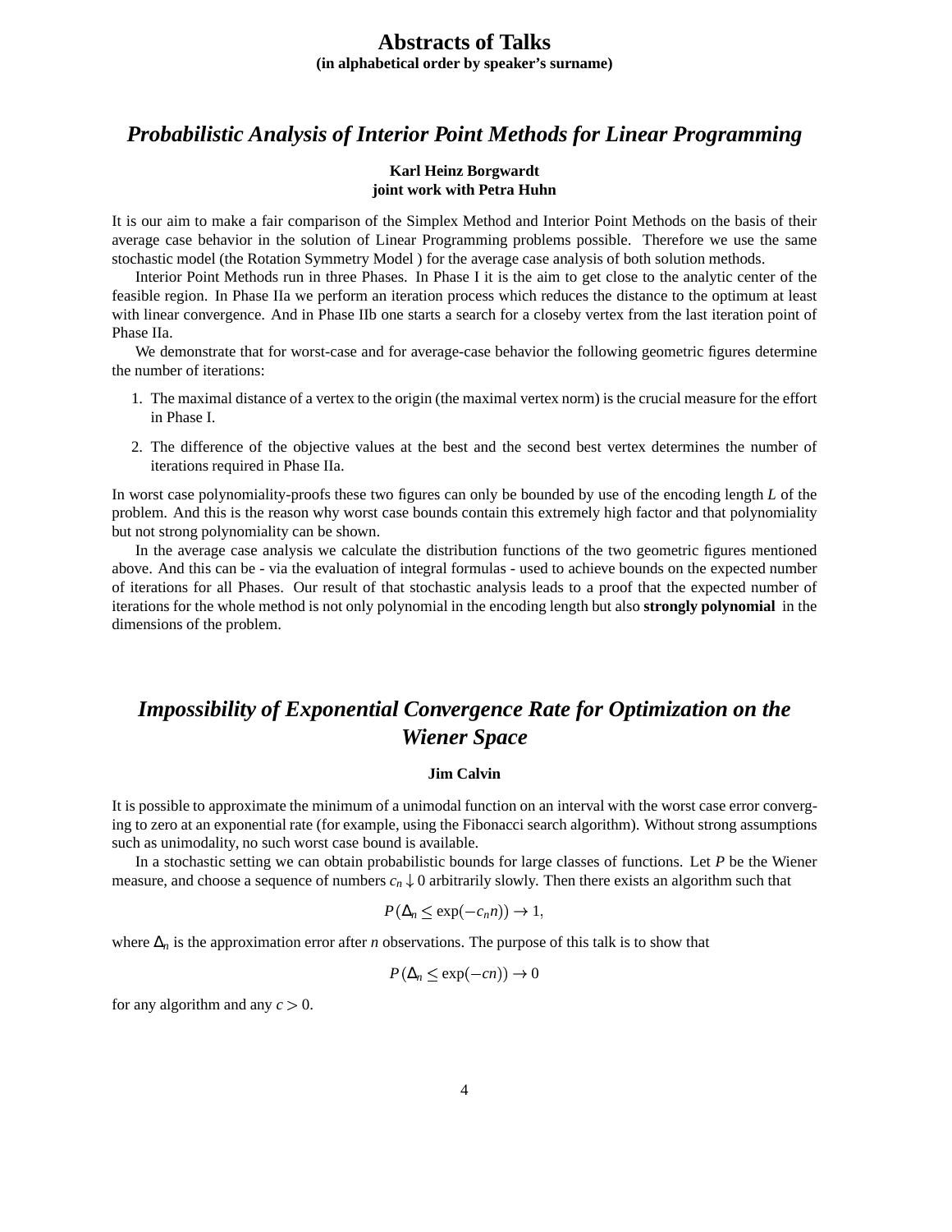# Abstracts of Talks

**(in alphabetical order by speaker's surname)**

## *Probabilistic Analysis of Interior Point Methods for Linear Programming*

**Karl Heinz Borgwardt**
**joint work with Petra Huhn**

It is our aim to make a fair comparison of the Simplex Method and Interior Point Methods on the basis of their average case behavior in the solution of Linear Programming problems possible. Therefore we use the same stochastic model (the Rotation Symmetry Model ) for the average case analysis of both solution methods.

Interior Point Methods run in three Phases. In Phase I it is the aim to get close to the analytic center of the feasible region. In Phase IIa we perform an iteration process which reduces the distance to the optimum at least with linear convergence. And in Phase IIb one starts a search for a closeby vertex from the last iteration point of Phase IIa.

We demonstrate that for worst-case and for average-case behavior the following geometric figures determine the number of iterations:

1. The maximal distance of a vertex to the origin (the maximal vertex norm) is the crucial measure for the effort in Phase I.
2. The difference of the objective values at the best and the second best vertex determines the number of iterations required in Phase IIa.

In worst case polynomiality-proofs these two figures can only be bounded by use of the encoding length $L$ of the problem. And this is the reason why worst case bounds contain this extremely high factor and that polynomiality but not strong polynomiality can be shown.

In the average case analysis we calculate the distribution functions of the two geometric figures mentioned above. And this can be - via the evaluation of integral formulas - used to achieve bounds on the expected number of iterations for all Phases. Our result of that stochastic analysis leads to a proof that the expected number of iterations for the whole method is not only polynomial in the encoding length but also **strongly polynomial** in the dimensions of the problem.

## *Impossibility of Exponential Convergence Rate for Optimization on the Wiener Space*

**Jim Calvin**

It is possible to approximate the minimum of a unimodal function on an interval with the worst case error converging to zero at an exponential rate (for example, using the Fibonacci search algorithm). Without strong assumptions such as unimodality, no such worst case bound is available.

In a stochastic setting we can obtain probabilistic bounds for large classes of functions. Let $P$ be the Wiener measure, and choose a sequence of numbers $c_n \downarrow 0$ arbitrarily slowly. Then there exists an algorithm such that

$$P(\Delta_n \leq \exp(-c_n n)) \to 1,$$

where $\Delta_n$ is the approximation error after $n$ observations. The purpose of this talk is to show that

$$P(\Delta_n \leq \exp(-cn)) \to 0$$

for any algorithm and any $c > 0$.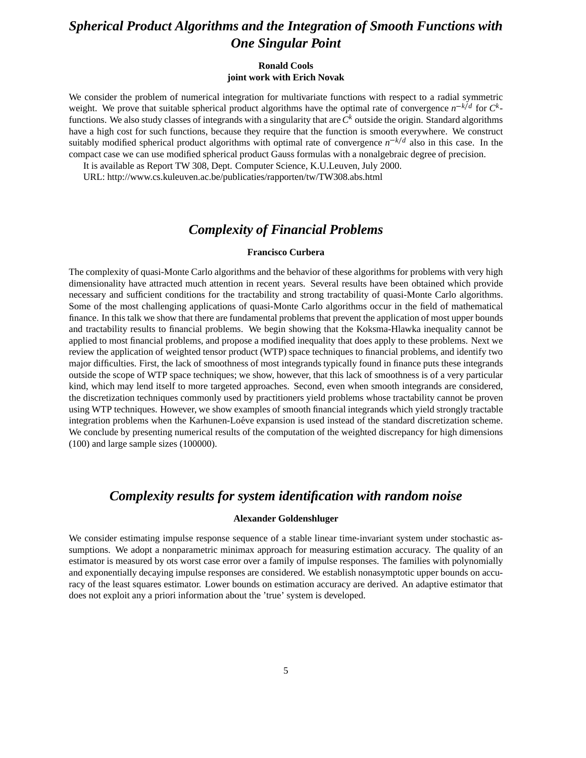## *Spherical Product Algorithms and the Integration of Smooth Functions with One Singular Point*

**Ronald Cools**
**joint work with Erich Novak**

We consider the problem of numerical integration for multivariate functions with respect to a radial symmetric weight. We prove that suitable spherical product algorithms have the optimal rate of convergence $n^{-k/d}$ for $C^k$-functions. We also study classes of integrands with a singularity that are $C^k$ outside the origin. Standard algorithms have a high cost for such functions, because they require that the function is smooth everywhere. We construct suitably modified spherical product algorithms with optimal rate of convergence $n^{-k/d}$ also in this case. In the compact case we can use modified spherical product Gauss formulas with a nonalgebraic degree of precision.

It is available as Report TW 308, Dept. Computer Science, K.U.Leuven, July 2000.

URL: http://www.cs.kuleuven.ac.be/publicaties/rapporten/tw/TW308.abs.html

## *Complexity of Financial Problems*

**Francisco Curbera**

The complexity of quasi-Monte Carlo algorithms and the behavior of these algorithms for problems with very high dimensionality have attracted much attention in recent years. Several results have been obtained which provide necessary and sufficient conditions for the tractability and strong tractability of quasi-Monte Carlo algorithms. Some of the most challenging applications of quasi-Monte Carlo algorithms occur in the field of mathematical finance. In this talk we show that there are fundamental problems that prevent the application of most upper bounds and tractability results to financial problems. We begin showing that the Koksma-Hlawka inequality cannot be applied to most financial problems, and propose a modified inequality that does apply to these problems. Next we review the application of weighted tensor product (WTP) space techniques to financial problems, and identify two major difficulties. First, the lack of smoothness of most integrands typically found in finance puts these integrands outside the scope of WTP space techniques; we show, however, that this lack of smoothness is of a very particular kind, which may lend itself to more targeted approaches. Second, even when smooth integrands are considered, the discretization techniques commonly used by practitioners yield problems whose tractability cannot be proven using WTP techniques. However, we show examples of smooth financial integrands which yield strongly tractable integration problems when the Karhunen-Loéve expansion is used instead of the standard discretization scheme. We conclude by presenting numerical results of the computation of the weighted discrepancy for high dimensions (100) and large sample sizes (100000).

## *Complexity results for system identification with random noise*

**Alexander Goldenshluger**

We consider estimating impulse response sequence of a stable linear time-invariant system under stochastic assumptions. We adopt a nonparametric minimax approach for measuring estimation accuracy. The quality of an estimator is measured by ots worst case error over a family of impulse responses. The families with polynomially and exponentially decaying impulse responses are considered. We establish nonasymptotic upper bounds on accuracy of the least squares estimator. Lower bounds on estimation accuracy are derived. An adaptive estimator that does not exploit any a priori information about the 'true' system is developed.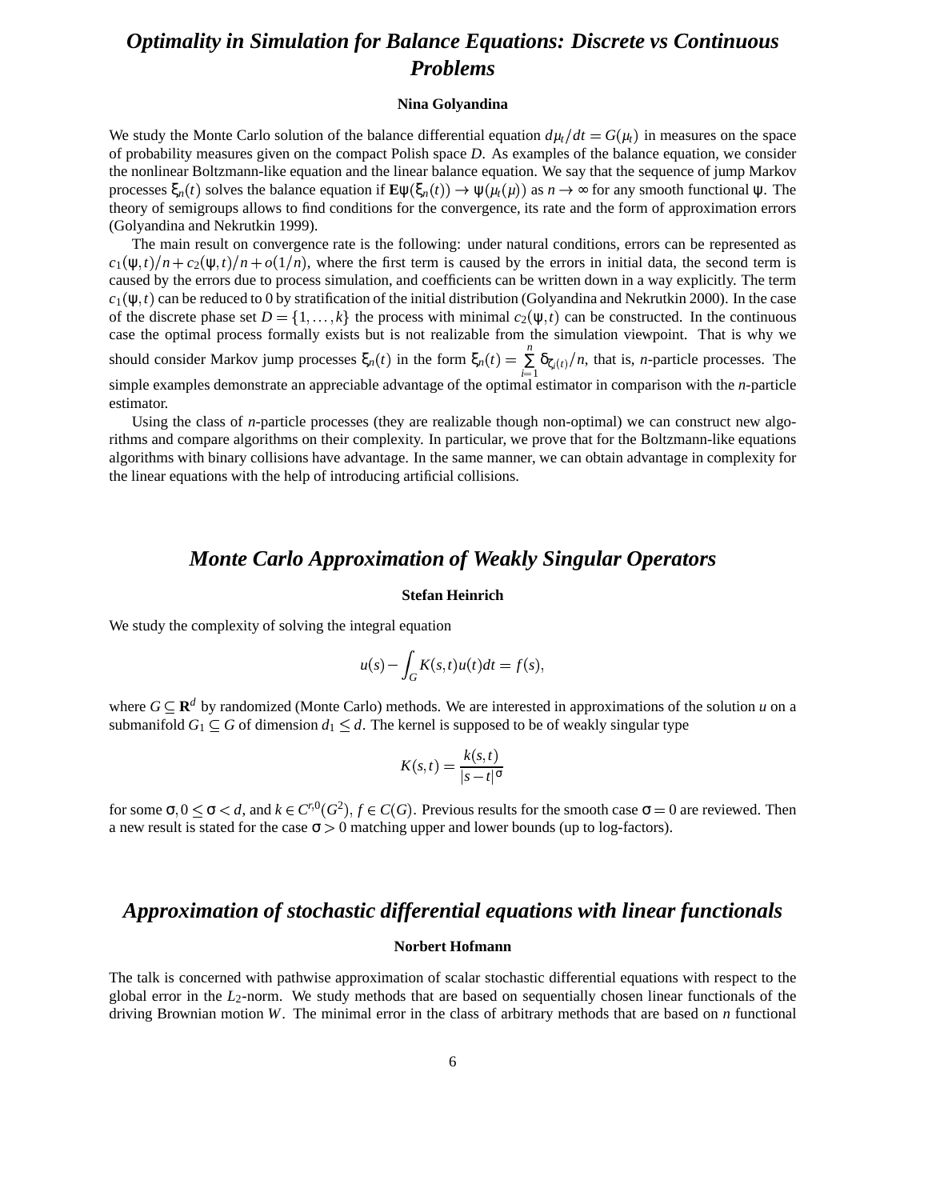## *Optimality in Simulation for Balance Equations: Discrete vs Continuous Problems*

**Nina Golyandina**

We study the Monte Carlo solution of the balance differential equation $d\mu_t/dt = G(\mu_t)$ in measures on the space of probability measures given on the compact Polish space $D$. As examples of the balance equation, we consider the nonlinear Boltzmann-like equation and the linear balance equation. We say that the sequence of jump Markov processes $\xi_n(t)$ solves the balance equation if $\mathbf{E}\psi(\xi_n(t)) \to \psi(\mu_t(\mu))$ as $n \to \infty$ for any smooth functional $\psi$. The theory of semigroups allows to find conditions for the convergence, its rate and the form of approximation errors (Golyandina and Nekrutkin 1999).

The main result on convergence rate is the following: under natural conditions, errors can be represented as $c_1(\psi,t)/n + c_2(\psi,t)/n + o(1/n)$, where the first term is caused by the errors in initial data, the second term is caused by the errors due to process simulation, and coefficients can be written down in a way explicitly. The term $c_1(\psi,t)$ can be reduced to 0 by stratification of the initial distribution (Golyandina and Nekrutkin 2000). In the case of the discrete phase set $D = \{1,\ldots,k\}$ the process with minimal $c_2(\psi,t)$ can be constructed. In the continuous case the optimal process formally exists but is not realizable from the simulation viewpoint. That is why we should consider Markov jump processes $\xi_n(t)$ in the form $\xi_n(t) = \sum_{i=1}^{n} \delta_{\zeta_i(t)}/n$, that is, $n$-particle processes. The simple examples demonstrate an appreciable advantage of the optimal estimator in comparison with the $n$-particle estimator.

Using the class of $n$-particle processes (they are realizable though non-optimal) we can construct new algorithms and compare algorithms on their complexity. In particular, we prove that for the Boltzmann-like equations algorithms with binary collisions have advantage. In the same manner, we can obtain advantage in complexity for the linear equations with the help of introducing artificial collisions.

## *Monte Carlo Approximation of Weakly Singular Operators*

**Stefan Heinrich**

We study the complexity of solving the integral equation

$$u(s) - \int_G K(s,t)u(t)dt = f(s),$$

where $G \subseteq \mathbf{R}^d$ by randomized (Monte Carlo) methods. We are interested in approximations of the solution $u$ on a submanifold $G_1 \subseteq G$ of dimension $d_1 \leq d$. The kernel is supposed to be of weakly singular type

$$K(s,t) = \frac{k(s,t)}{|s-t|^{\sigma}}$$

for some $\sigma, 0 \leq \sigma < d$, and $k \in C^{r,0}(G^2)$, $f \in C(G)$. Previous results for the smooth case $\sigma = 0$ are reviewed. Then a new result is stated for the case $\sigma > 0$ matching upper and lower bounds (up to log-factors).

## *Approximation of stochastic differential equations with linear functionals*

**Norbert Hofmann**

The talk is concerned with pathwise approximation of scalar stochastic differential equations with respect to the global error in the $L_2$-norm. We study methods that are based on sequentially chosen linear functionals of the driving Brownian motion $W$. The minimal error in the class of arbitrary methods that are based on $n$ functional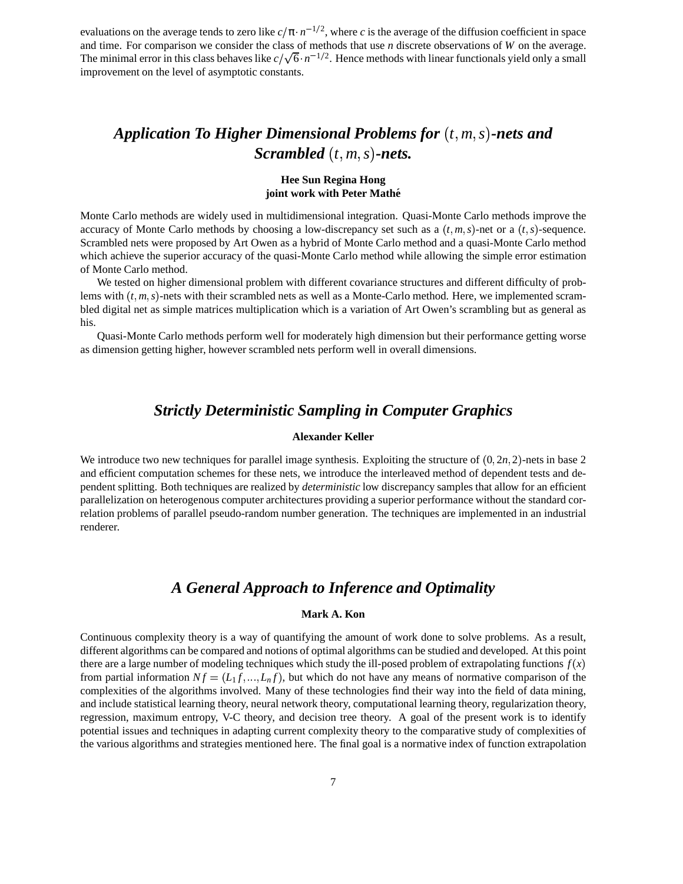evaluations on the average tends to zero like $c/\pi \cdot n^{-1/2}$, where $c$ is the average of the diffusion coefficient in space and time. For comparison we consider the class of methods that use $n$ discrete observations of $W$ on the average. The minimal error in this class behaves like $c/\sqrt{6} \cdot n^{-1/2}$. Hence methods with linear functionals yield only a small improvement on the level of asymptotic constants.

## *Application To Higher Dimensional Problems for $(t,m,s)$-nets and Scrambled $(t,m,s)$-nets.*

**Hee Sun Regina Hong**
**joint work with Peter Mathé**

Monte Carlo methods are widely used in multidimensional integration. Quasi-Monte Carlo methods improve the accuracy of Monte Carlo methods by choosing a low-discrepancy set such as a $(t,m,s)$-net or a $(t,s)$-sequence. Scrambled nets were proposed by Art Owen as a hybrid of Monte Carlo method and a quasi-Monte Carlo method which achieve the superior accuracy of the quasi-Monte Carlo method while allowing the simple error estimation of Monte Carlo method.

We tested on higher dimensional problem with different covariance structures and different difficulty of problems with $(t,m,s)$-nets with their scrambled nets as well as a Monte-Carlo method. Here, we implemented scrambled digital net as simple matrices multiplication which is a variation of Art Owen's scrambling but as general as his.

Quasi-Monte Carlo methods perform well for moderately high dimension but their performance getting worse as dimension getting higher, however scrambled nets perform well in overall dimensions.

## *Strictly Deterministic Sampling in Computer Graphics*

**Alexander Keller**

We introduce two new techniques for parallel image synthesis. Exploiting the structure of $(0,2n,2)$-nets in base 2 and efficient computation schemes for these nets, we introduce the interleaved method of dependent tests and dependent splitting. Both techniques are realized by *deterministic* low discrepancy samples that allow for an efficient parallelization on heterogenous computer architectures providing a superior performance without the standard correlation problems of parallel pseudo-random number generation. The techniques are implemented in an industrial renderer.

## *A General Approach to Inference and Optimality*

**Mark A. Kon**

Continuous complexity theory is a way of quantifying the amount of work done to solve problems. As a result, different algorithms can be compared and notions of optimal algorithms can be studied and developed. At this point there are a large number of modeling techniques which study the ill-posed problem of extrapolating functions $f(x)$ from partial information $Nf = (L_1 f, \ldots, L_n f)$, but which do not have any means of normative comparison of the complexities of the algorithms involved. Many of these technologies find their way into the field of data mining, and include statistical learning theory, neural network theory, computational learning theory, regularization theory, regression, maximum entropy, V-C theory, and decision tree theory. A goal of the present work is to identify potential issues and techniques in adapting current complexity theory to the comparative study of complexities of the various algorithms and strategies mentioned here. The final goal is a normative index of function extrapolation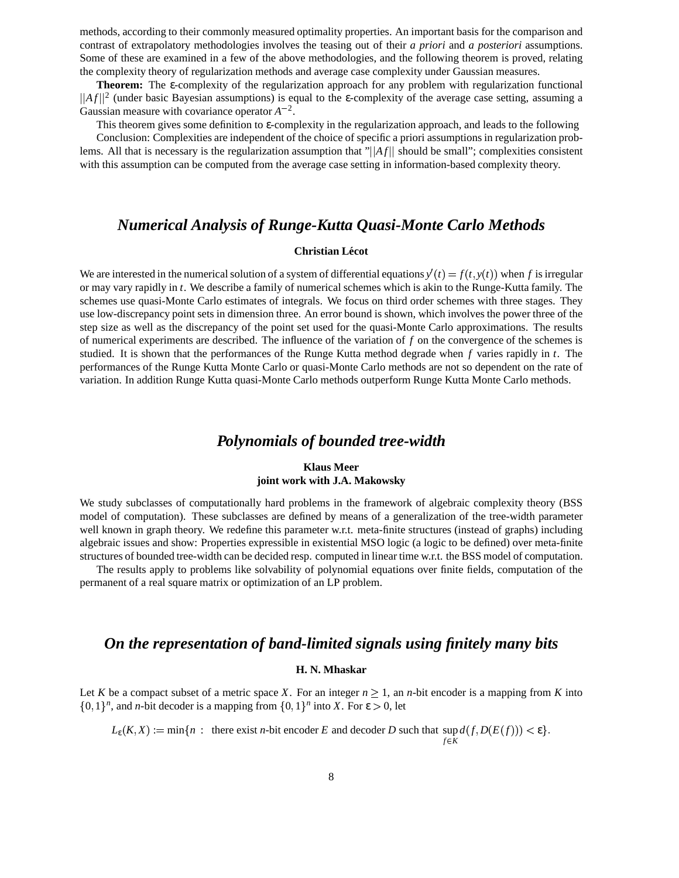methods, according to their commonly measured optimality properties. An important basis for the comparison and contrast of extrapolatory methodologies involves the teasing out of their *a priori* and *a posteriori* assumptions. Some of these are examined in a few of the above methodologies, and the following theorem is proved, relating the complexity theory of regularization methods and average case complexity under Gaussian measures.

**Theorem:** The $\varepsilon$-complexity of the regularization approach for any problem with regularization functional $||Af||^2$ (under basic Bayesian assumptions) is equal to the $\varepsilon$-complexity of the average case setting, assuming a Gaussian measure with covariance operator $A^{-2}$.

This theorem gives some definition to $\varepsilon$-complexity in the regularization approach, and leads to the following

Conclusion: Complexities are independent of the choice of specific a priori assumptions in regularization problems. All that is necessary is the regularization assumption that "$||Af||$ should be small"; complexities consistent with this assumption can be computed from the average case setting in information-based complexity theory.

## *Numerical Analysis of Runge-Kutta Quasi-Monte Carlo Methods*

**Christian Lécot**

We are interested in the numerical solution of a system of differential equations $y'(t) = f(t, y(t))$ when $f$ is irregular or may vary rapidly in $t$. We describe a family of numerical schemes which is akin to the Runge-Kutta family. The schemes use quasi-Monte Carlo estimates of integrals. We focus on third order schemes with three stages. They use low-discrepancy point sets in dimension three. An error bound is shown, which involves the power three of the step size as well as the discrepancy of the point set used for the quasi-Monte Carlo approximations. The results of numerical experiments are described. The influence of the variation of $f$ on the convergence of the schemes is studied. It is shown that the performances of the Runge Kutta method degrade when $f$ varies rapidly in $t$. The performances of the Runge Kutta Monte Carlo or quasi-Monte Carlo methods are not so dependent on the rate of variation. In addition Runge Kutta quasi-Monte Carlo methods outperform Runge Kutta Monte Carlo methods.

## *Polynomials of bounded tree-width*

**Klaus Meer**
**joint work with J.A. Makowsky**

We study subclasses of computationally hard problems in the framework of algebraic complexity theory (BSS model of computation). These subclasses are defined by means of a generalization of the tree-width parameter well known in graph theory. We redefine this parameter w.r.t. meta-finite structures (instead of graphs) including algebraic issues and show: Properties expressible in existential MSO logic (a logic to be defined) over meta-finite structures of bounded tree-width can be decided resp. computed in linear time w.r.t. the BSS model of computation.

The results apply to problems like solvability of polynomial equations over finite fields, computation of the permanent of a real square matrix or optimization of an LP problem.

## *On the representation of band-limited signals using finitely many bits*

**H. N. Mhaskar**

Let $K$ be a compact subset of a metric space $X$. For an integer $n \geq 1$, an $n$-bit encoder is a mapping from $K$ into $\{0,1\}^n$, and $n$-bit decoder is a mapping from $\{0,1\}^n$ into $X$. For $\varepsilon > 0$, let

$$L_\varepsilon(K, X) := \min\{n : \text{ there exist } n\text{-bit encoder } E \text{ and decoder } D \text{ such that } \sup_{f \in K} d(f, D(E(f))) < \varepsilon\}.$$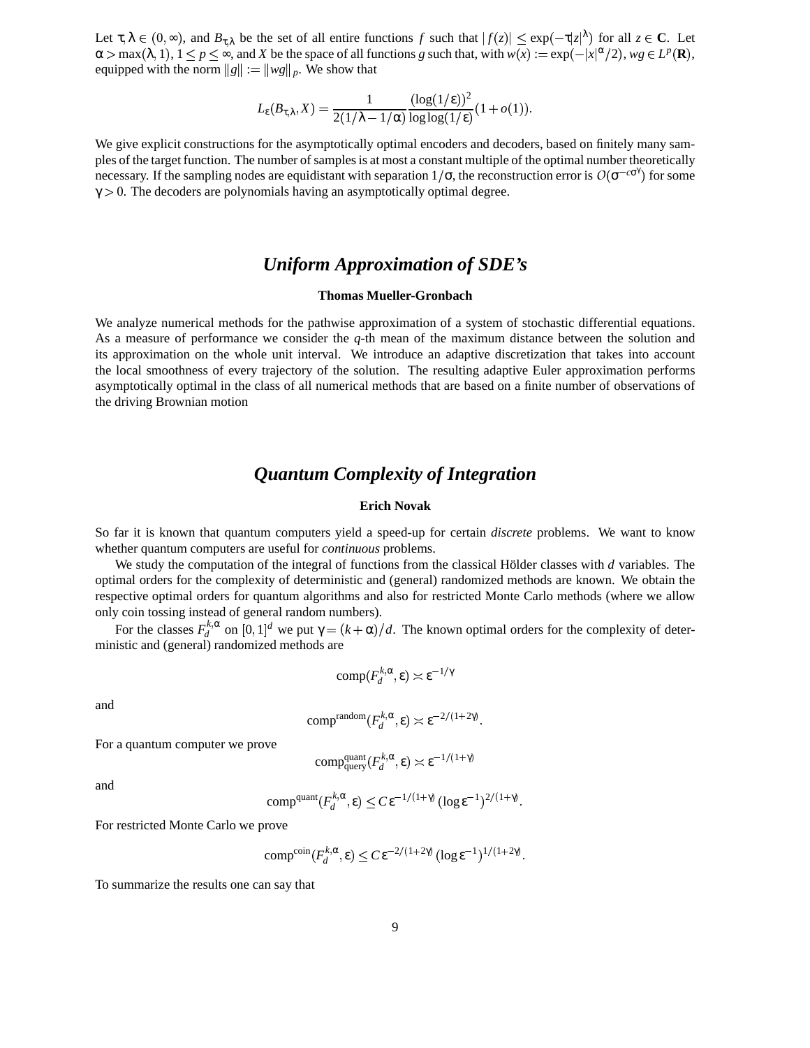Let $\tau, \lambda \in (0, \infty)$, and $B_{\tau,\lambda}$ be the set of all entire functions $f$ such that $|f(z)| \le \exp(-\tau|z|^\lambda)$ for all $z \in \mathbf{C}$. Let $\alpha > \max(\lambda, 1)$, $1 \le p \le \infty$, and $X$ be the space of all functions $g$ such that, with $w(x) := \exp(-|x|^\alpha/2)$, $wg \in L^p(\mathbf{R})$, equipped with the norm $\|g\| := \|wg\|_p$. We show that

$$L_\varepsilon(B_{\tau,\lambda}, X) = \frac{1}{2(1/\lambda - 1/\alpha)} \frac{(\log(1/\varepsilon))^2}{\log\log(1/\varepsilon)}(1 + o(1)).$$

We give explicit constructions for the asymptotically optimal encoders and decoders, based on finitely many samples of the target function. The number of samples is at most a constant multiple of the optimal number theoretically necessary. If the sampling nodes are equidistant with separation $1/\sigma$, the reconstruction error is $\mathcal{O}(\sigma^{-c\sigma^\gamma})$ for some $\gamma > 0$. The decoders are polynomials having an asymptotically optimal degree.

## *Uniform Approximation of SDE's*

**Thomas Mueller-Gronbach**

We analyze numerical methods for the pathwise approximation of a system of stochastic differential equations. As a measure of performance we consider the $q$-th mean of the maximum distance between the solution and its approximation on the whole unit interval. We introduce an adaptive discretization that takes into account the local smoothness of every trajectory of the solution. The resulting adaptive Euler approximation performs asymptotically optimal in the class of all numerical methods that are based on a finite number of observations of the driving Brownian motion

## *Quantum Complexity of Integration*

**Erich Novak**

So far it is known that quantum computers yield a speed-up for certain *discrete* problems. We want to know whether quantum computers are useful for *continuous* problems.

We study the computation of the integral of functions from the classical Hölder classes with $d$ variables. The optimal orders for the complexity of deterministic and (general) randomized methods are known. We obtain the respective optimal orders for quantum algorithms and also for restricted Monte Carlo methods (where we allow only coin tossing instead of general random numbers).

For the classes $F_d^{k,\alpha}$ on $[0,1]^d$ we put $\gamma = (k+\alpha)/d$. The known optimal orders for the complexity of deterministic and (general) randomized methods are

$$\mathrm{comp}(F_d^{k,\alpha}, \varepsilon) \asymp \varepsilon^{-1/\gamma}$$

and

$$\mathrm{comp}^{\mathrm{random}}(F_d^{k,\alpha}, \varepsilon) \asymp \varepsilon^{-2/(1+2\gamma)}.$$

For a quantum computer we prove

$$\mathrm{comp}^{\mathrm{quant}}_{\mathrm{query}}(F_d^{k,\alpha}, \varepsilon) \asymp \varepsilon^{-1/(1+\gamma)}$$

and

$$\mathrm{comp}^{\mathrm{quant}}(F_d^{k,\alpha}, \varepsilon) \le C\,\varepsilon^{-1/(1+\gamma)}\,(\log \varepsilon^{-1})^{2/(1+\gamma)}.$$

For restricted Monte Carlo we prove

$$\mathrm{comp}^{\mathrm{coin}}(F_d^{k,\alpha}, \varepsilon) \le C\,\varepsilon^{-2/(1+2\gamma)}\,(\log \varepsilon^{-1})^{1/(1+2\gamma)}.$$

To summarize the results one can say that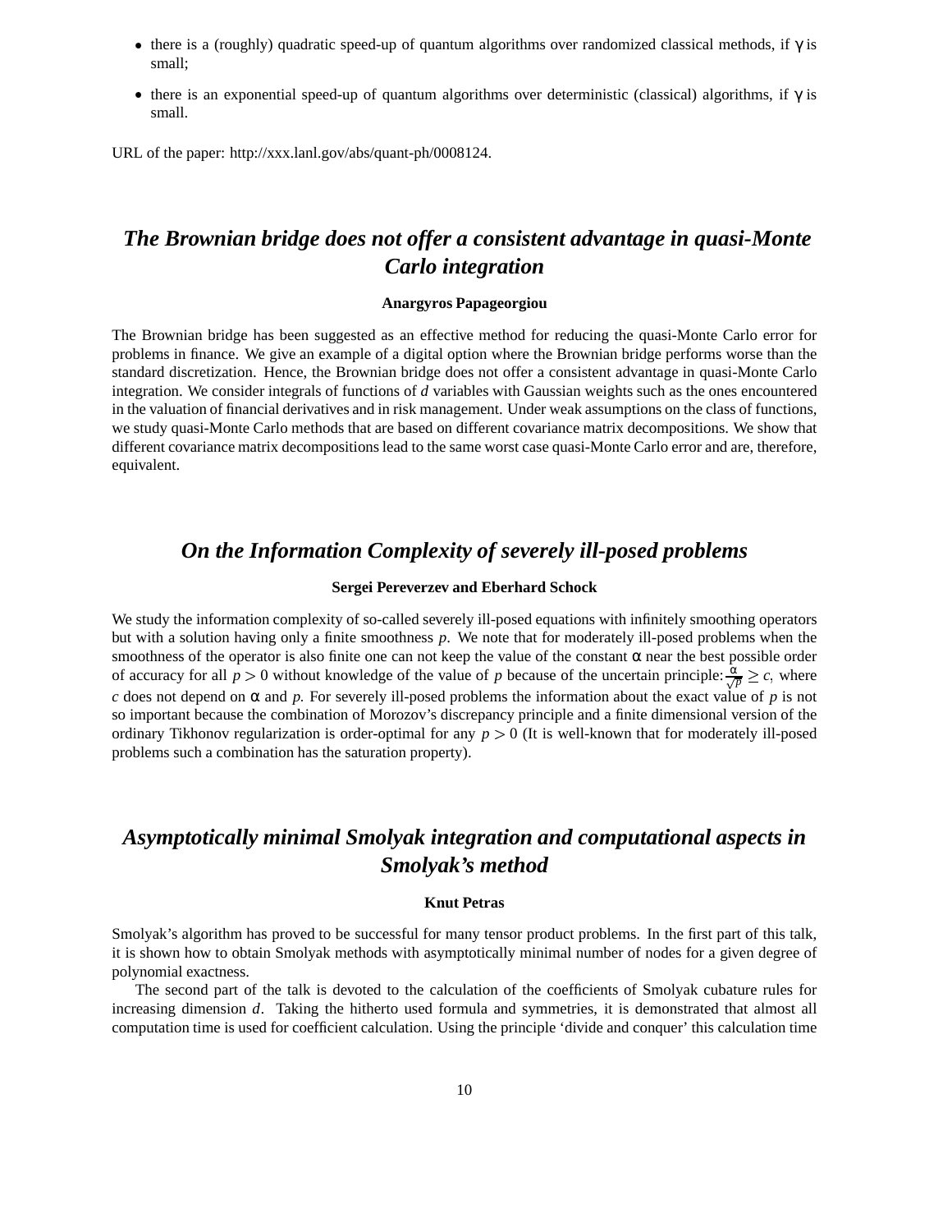- there is a (roughly) quadratic speed-up of quantum algorithms over randomized classical methods, if $\gamma$ is small;
- there is an exponential speed-up of quantum algorithms over deterministic (classical) algorithms, if $\gamma$ is small.

URL of the paper: http://xxx.lanl.gov/abs/quant-ph/0008124.

## *The Brownian bridge does not offer a consistent advantage in quasi-Monte Carlo integration*

**Anargyros Papageorgiou**

The Brownian bridge has been suggested as an effective method for reducing the quasi-Monte Carlo error for problems in finance. We give an example of a digital option where the Brownian bridge performs worse than the standard discretization. Hence, the Brownian bridge does not offer a consistent advantage in quasi-Monte Carlo integration. We consider integrals of functions of $d$ variables with Gaussian weights such as the ones encountered in the valuation of financial derivatives and in risk management. Under weak assumptions on the class of functions, we study quasi-Monte Carlo methods that are based on different covariance matrix decompositions. We show that different covariance matrix decompositions lead to the same worst case quasi-Monte Carlo error and are, therefore, equivalent.

## *On the Information Complexity of severely ill-posed problems*

**Sergei Pereverzev and Eberhard Schock**

We study the information complexity of so-called severely ill-posed equations with infinitely smoothing operators but with a solution having only a finite smoothness $p$. We note that for moderately ill-posed problems when the smoothness of the operator is also finite one can not keep the value of the constant $\alpha$ near the best possible order of accuracy for all $p > 0$ without knowledge of the value of $p$ because of the uncertain principle: $\frac{\alpha}{\sqrt{p}} \geq c$, where $c$ does not depend on $\alpha$ and $p$. For severely ill-posed problems the information about the exact value of $p$ is not so important because the combination of Morozov's discrepancy principle and a finite dimensional version of the ordinary Tikhonov regularization is order-optimal for any $p > 0$ (It is well-known that for moderately ill-posed problems such a combination has the saturation property).

## *Asymptotically minimal Smolyak integration and computational aspects in Smolyak's method*

**Knut Petras**

Smolyak's algorithm has proved to be successful for many tensor product problems. In the first part of this talk, it is shown how to obtain Smolyak methods with asymptotically minimal number of nodes for a given degree of polynomial exactness.

The second part of the talk is devoted to the calculation of the coefficients of Smolyak cubature rules for increasing dimension $d$. Taking the hitherto used formula and symmetries, it is demonstrated that almost all computation time is used for coefficient calculation. Using the principle 'divide and conquer' this calculation time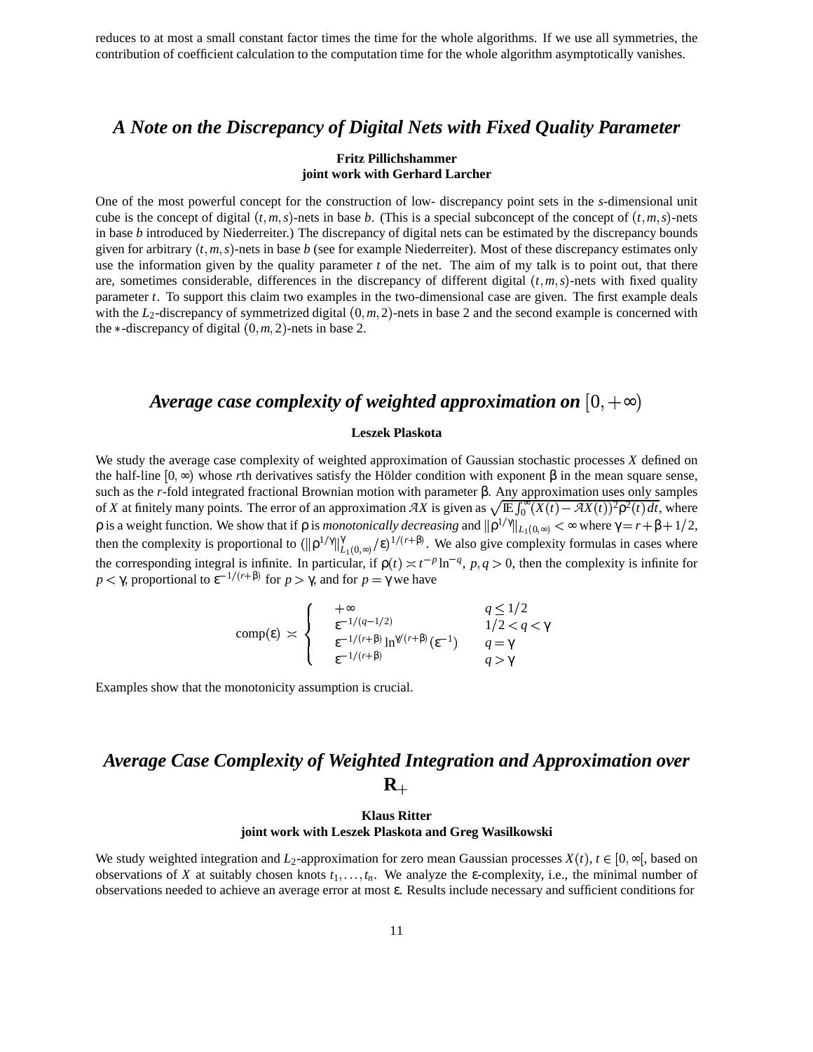reduces to at most a small constant factor times the time for the whole algorithms. If we use all symmetries, the contribution of coefficient calculation to the computation time for the whole algorithm asymptotically vanishes.

## *A Note on the Discrepancy of Digital Nets with Fixed Quality Parameter*

**Fritz Pillichshammer**
**joint work with Gerhard Larcher**

One of the most powerful concept for the construction of low- discrepancy point sets in the $s$-dimensional unit cube is the concept of digital $(t,m,s)$-nets in base $b$. (This is a special subconcept of the concept of $(t,m,s)$-nets in base $b$ introduced by Niederreiter.) The discrepancy of digital nets can be estimated by the discrepancy bounds given for arbitrary $(t,m,s)$-nets in base $b$ (see for example Niederreiter). Most of these discrepancy estimates only use the information given by the quality parameter $t$ of the net. The aim of my talk is to point out, that there are, sometimes considerable, differences in the discrepancy of different digital $(t,m,s)$-nets with fixed quality parameter $t$. To support this claim two examples in the two-dimensional case are given. The first example deals with the $L_2$-discrepancy of symmetrized digital $(0,m,2)$-nets in base 2 and the second example is concerned with the $*$-discrepancy of digital $(0,m,2)$-nets in base 2.

## *Average case complexity of weighted approximation on* $[0,+\infty)$

**Leszek Plaskota**

We study the average case complexity of weighted approximation of Gaussian stochastic processes $X$ defined on the half-line $[0,\infty)$ whose $r$th derivatives satisfy the Hölder condition with exponent $\beta$ in the mean square sense, such as the $r$-fold integrated fractional Brownian motion with parameter $\beta$. Any approximation uses only samples of $X$ at finitely many points. The error of an approximation $\mathcal{A}X$ is given as $\sqrt{\mathbb{E}\int_0^\infty (X(t)-\mathcal{A}X(t))^2\rho^2(t)\,dt}$, where $\rho$ is a weight function. We show that if $\rho$ is *monotonically decreasing* and $\|\rho^{1/\gamma}\|_{L_1(0,\infty)}<\infty$ where $\gamma=r+\beta+1/2$, then the complexity is proportional to $(\|\rho^{1/\gamma}\|^{\gamma}_{L_1(0,\infty)}/\varepsilon)^{1/(r+\beta)}$. We also give complexity formulas in cases where the corresponding integral is infinite. In particular, if $\rho(t)\asymp t^{-p}\ln^{-q}$, $p,q>0$, then the complexity is infinite for $p<\gamma$, proportional to $\varepsilon^{-1/(r+\beta)}$ for $p>\gamma$, and for $p=\gamma$ we have

$$
\mathrm{comp}(\varepsilon) \asymp \begin{cases} +\infty & q\le 1/2 \\ \varepsilon^{-1/(q-1/2)} & 1/2<q<\gamma \\ \varepsilon^{-1/(r+\beta)}\ln^{\gamma/(r+\beta)}(\varepsilon^{-1}) & q=\gamma \\ \varepsilon^{-1/(r+\beta)} & q>\gamma \end{cases}
$$

Examples show that the monotonicity assumption is crucial.

## *Average Case Complexity of Weighted Integration and Approximation over* $\mathbf{R}_+$

**Klaus Ritter**
**joint work with Leszek Plaskota and Greg Wasilkowski**

We study weighted integration and $L_2$-approximation for zero mean Gaussian processes $X(t)$, $t\in[0,\infty[$, based on observations of $X$ at suitably chosen knots $t_1,\dots,t_n$. We analyze the $\varepsilon$-complexity, i.e., the minimal number of observations needed to achieve an average error at most $\varepsilon$. Results include necessary and sufficient conditions for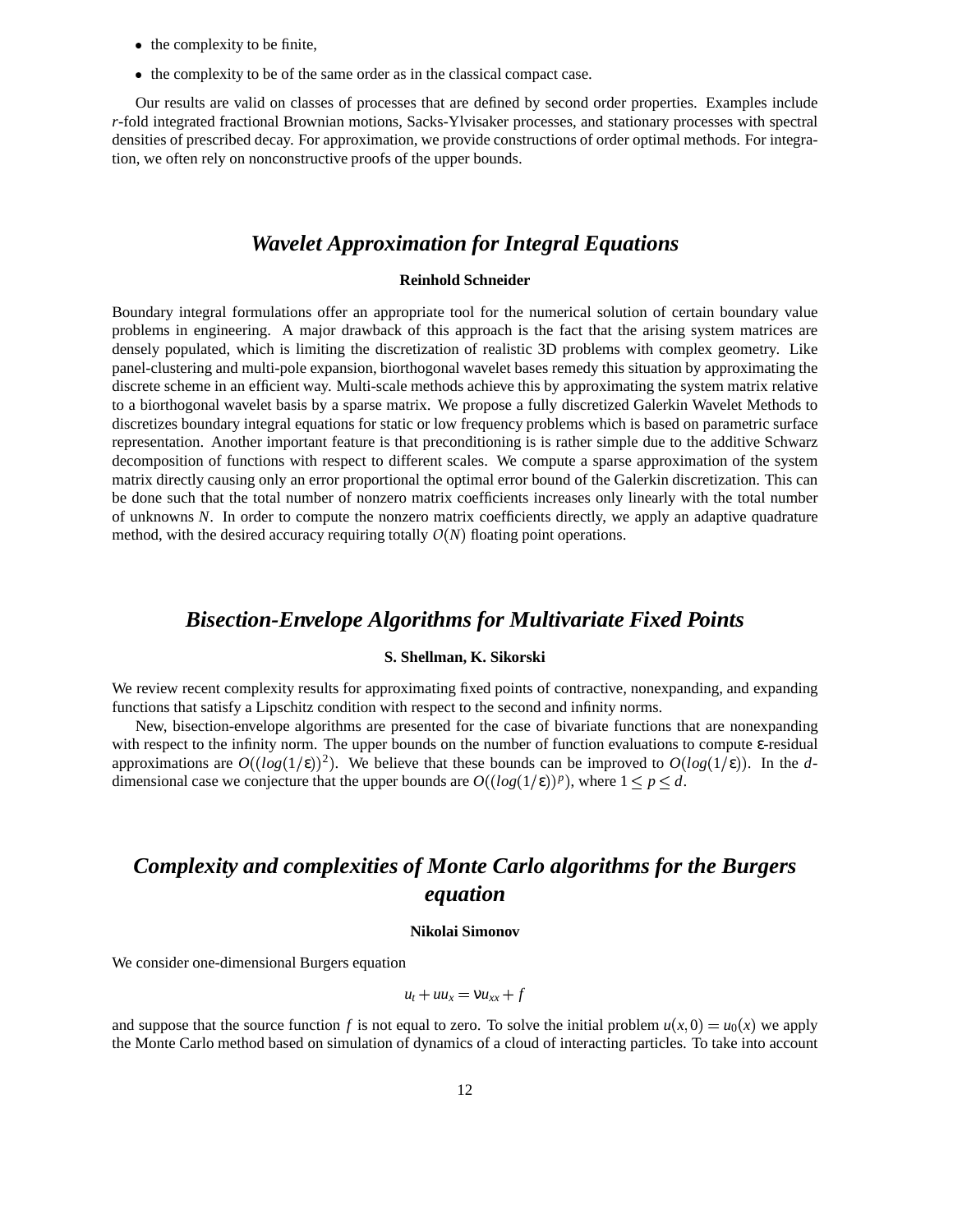- the complexity to be finite,
- the complexity to be of the same order as in the classical compact case.

Our results are valid on classes of processes that are defined by second order properties. Examples include $r$-fold integrated fractional Brownian motions, Sacks-Ylvisaker processes, and stationary processes with spectral densities of prescribed decay. For approximation, we provide constructions of order optimal methods. For integration, we often rely on nonconstructive proofs of the upper bounds.

## *Wavelet Approximation for Integral Equations*

**Reinhold Schneider**

Boundary integral formulations offer an appropriate tool for the numerical solution of certain boundary value problems in engineering. A major drawback of this approach is the fact that the arising system matrices are densely populated, which is limiting the discretization of realistic 3D problems with complex geometry. Like panel-clustering and multi-pole expansion, biorthogonal wavelet bases remedy this situation by approximating the discrete scheme in an efficient way. Multi-scale methods achieve this by approximating the system matrix relative to a biorthogonal wavelet basis by a sparse matrix. We propose a fully discretized Galerkin Wavelet Methods to discretizes boundary integral equations for static or low frequency problems which is based on parametric surface representation. Another important feature is that preconditioning is is rather simple due to the additive Schwarz decomposition of functions with respect to different scales. We compute a sparse approximation of the system matrix directly causing only an error proportional the optimal error bound of the Galerkin discretization. This can be done such that the total number of nonzero matrix coefficients increases only linearly with the total number of unknowns $N$. In order to compute the nonzero matrix coefficients directly, we apply an adaptive quadrature method, with the desired accuracy requiring totally $O(N)$ floating point operations.

## *Bisection-Envelope Algorithms for Multivariate Fixed Points*

**S. Shellman, K. Sikorski**

We review recent complexity results for approximating fixed points of contractive, nonexpanding, and expanding functions that satisfy a Lipschitz condition with respect to the second and infinity norms.

New, bisection-envelope algorithms are presented for the case of bivariate functions that are nonexpanding with respect to the infinity norm. The upper bounds on the number of function evaluations to compute $\varepsilon$-residual approximations are $O((log(1/\varepsilon))^2)$. We believe that these bounds can be improved to $O(log(1/\varepsilon))$. In the $d$-dimensional case we conjecture that the upper bounds are $O((log(1/\varepsilon))^p)$, where $1 \leq p \leq d$.

## *Complexity and complexities of Monte Carlo algorithms for the Burgers equation*

**Nikolai Simonov**

We consider one-dimensional Burgers equation

$$u_t + uu_x = \nu u_{xx} + f$$

and suppose that the source function $f$ is not equal to zero. To solve the initial problem $u(x,0) = u_0(x)$ we apply the Monte Carlo method based on simulation of dynamics of a cloud of interacting particles. To take into account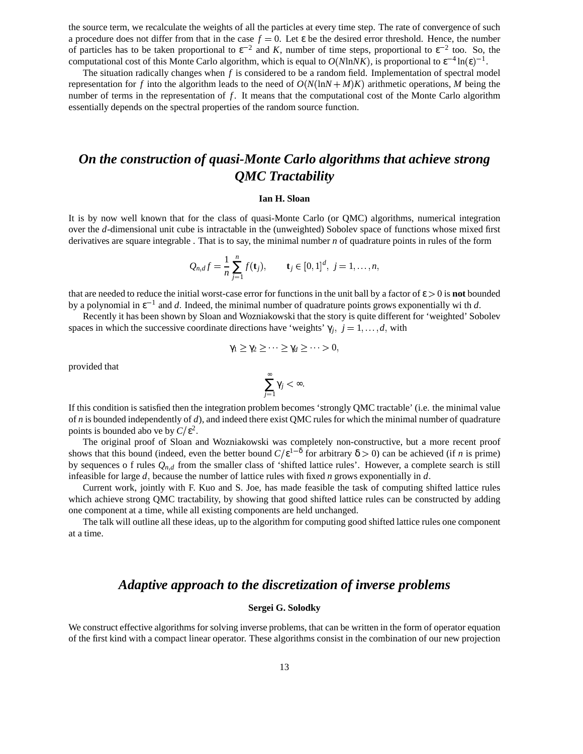the source term, we recalculate the weights of all the particles at every time step. The rate of convergence of such a procedure does not differ from that in the case $f = 0$. Let $\varepsilon$ be the desired error threshold. Hence, the number of particles has to be taken proportional to $\varepsilon^{-2}$ and $K$, number of time steps, proportional to $\varepsilon^{-2}$ too. So, the computational cost of this Monte Carlo algorithm, which is equal to $O(N \ln NK)$, is proportional to $\varepsilon^{-4}\ln(\varepsilon)^{-1}$.

The situation radically changes when $f$ is considered to be a random field. Implementation of spectral model representation for $f$ into the algorithm leads to the need of $O(N(\ln N + M)K)$ arithmetic operations, $M$ being the number of terms in the representation of $f$. It means that the computational cost of the Monte Carlo algorithm essentially depends on the spectral properties of the random source function.

## *On the construction of quasi-Monte Carlo algorithms that achieve strong QMC Tractability*

**Ian H. Sloan**

It is by now well known that for the class of quasi-Monte Carlo (or QMC) algorithms, numerical integration over the $d$-dimensional unit cube is intractable in the (unweighted) Sobolev space of functions whose mixed first derivatives are square integrable . That is to say, the minimal number $n$ of quadrature points in rules of the form

$$Q_{n,d} f = \frac{1}{n} \sum_{j=1}^{n} f(\mathbf{t}_j), \qquad \mathbf{t}_j \in [0,1]^d, \; j = 1, \ldots, n,$$

that are needed to reduce the initial worst-case error for functions in the unit ball by a factor of $\varepsilon > 0$ is **not** bounded by a polynomial in $\varepsilon^{-1}$ and $d$. Indeed, the minimal number of quadrature points grows exponentially wi th $d$.

Recently it has been shown by Sloan and Wozniakowski that the story is quite different for 'weighted' Sobolev spaces in which the successive coordinate directions have 'weights' $\gamma_j, \; j = 1, \ldots, d$, with

$$\gamma_1 \geq \gamma_2 \geq \cdots \geq \gamma_d \geq \cdots > 0,$$

provided that

$$\sum_{j=1}^{\infty} \gamma_j < \infty.$$

If this condition is satisfied then the integration problem becomes 'strongly QMC tractable' (i.e. the minimal value of $n$ is bounded independently of $d$), and indeed there exist QMC rules for which the minimal number of quadrature points is bounded abo ve by $C/\varepsilon^2$.

The original proof of Sloan and Wozniakowski was completely non-constructive, but a more recent proof shows that this bound (indeed, even the better bound $C/\varepsilon^{1-\delta}$ for arbitrary $\delta > 0$) can be achieved (if $n$ is prime) by sequences o f rules $Q_{n,d}$ from the smaller class of 'shifted lattice rules'. However, a complete search is still infeasible for large $d$, because the number of lattice rules with fixed $n$ grows exponentially in $d$.

Current work, jointly with F. Kuo and S. Joe, has made feasible the task of computing shifted lattice rules which achieve strong QMC tractability, by showing that good shifted lattice rules can be constructed by adding one component at a time, while all existing components are held unchanged.

The talk will outline all these ideas, up to the algorithm for computing good shifted lattice rules one component at a time.

## *Adaptive approach to the discretization of inverse problems*

**Sergei G. Solodky**

We construct effective algorithms for solving inverse problems, that can be written in the form of operator equation of the first kind with a compact linear operator. These algorithms consist in the combination of our new projection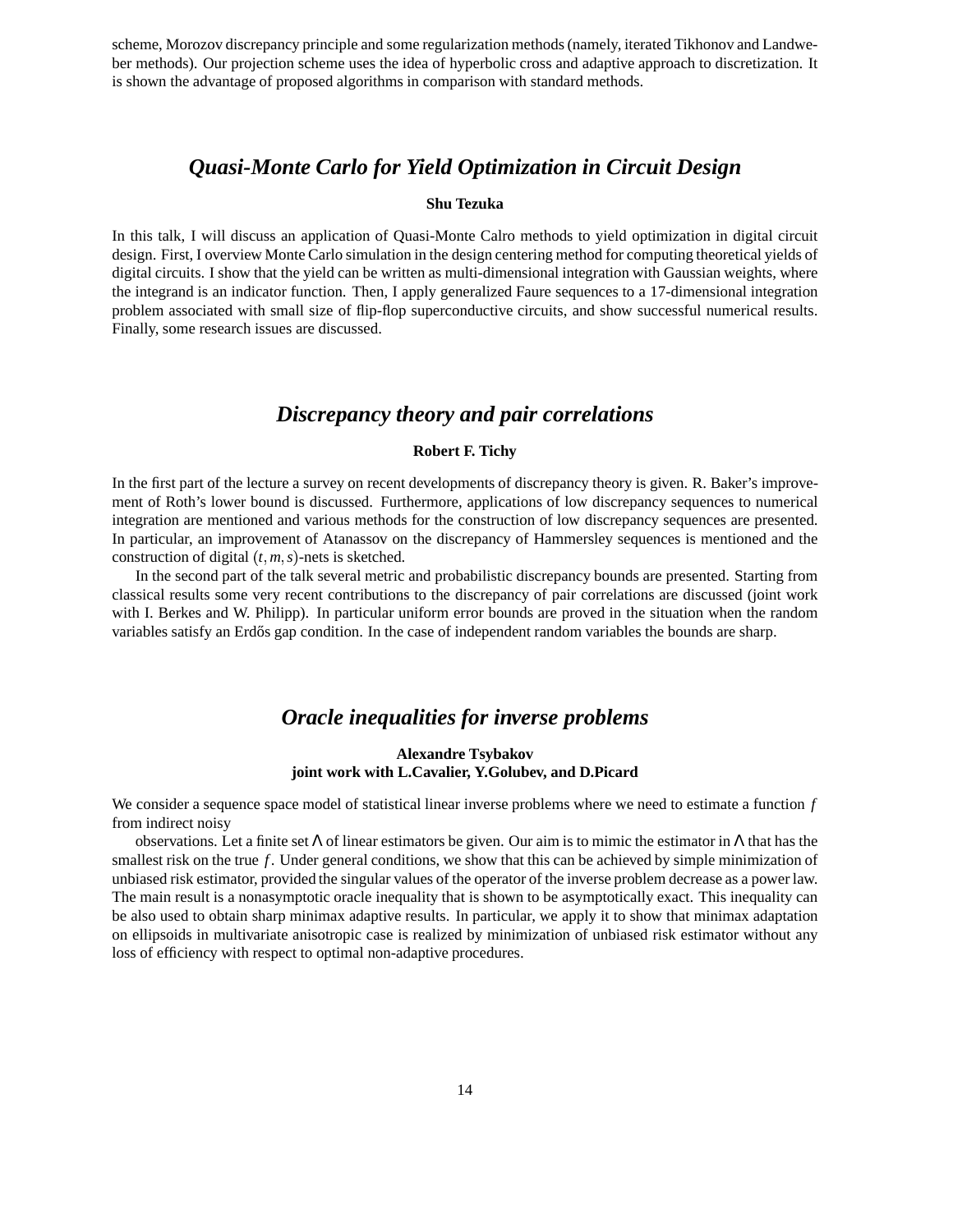scheme, Morozov discrepancy principle and some regularization methods (namely, iterated Tikhonov and Landweber methods). Our projection scheme uses the idea of hyperbolic cross and adaptive approach to discretization. It is shown the advantage of proposed algorithms in comparison with standard methods.

## *Quasi-Monte Carlo for Yield Optimization in Circuit Design*

**Shu Tezuka**

In this talk, I will discuss an application of Quasi-Monte Calro methods to yield optimization in digital circuit design. First, I overview Monte Carlo simulation in the design centering method for computing theoretical yields of digital circuits. I show that the yield can be written as multi-dimensional integration with Gaussian weights, where the integrand is an indicator function. Then, I apply generalized Faure sequences to a 17-dimensional integration problem associated with small size of flip-flop superconductive circuits, and show successful numerical results. Finally, some research issues are discussed.

## *Discrepancy theory and pair correlations*

**Robert F. Tichy**

In the first part of the lecture a survey on recent developments of discrepancy theory is given. R. Baker's improvement of Roth's lower bound is discussed. Furthermore, applications of low discrepancy sequences to numerical integration are mentioned and various methods for the construction of low discrepancy sequences are presented. In particular, an improvement of Atanassov on the discrepancy of Hammersley sequences is mentioned and the construction of digital $(t,m,s)$-nets is sketched.

In the second part of the talk several metric and probabilistic discrepancy bounds are presented. Starting from classical results some very recent contributions to the discrepancy of pair correlations are discussed (joint work with I. Berkes and W. Philipp). In particular uniform error bounds are proved in the situation when the random variables satisfy an Erdős gap condition. In the case of independent random variables the bounds are sharp.

## *Oracle inequalities for inverse problems*

**Alexandre Tsybakov**
**joint work with L.Cavalier, Y.Golubev, and D.Picard**

We consider a sequence space model of statistical linear inverse problems where we need to estimate a function $f$ from indirect noisy

observations. Let a finite set $\Lambda$ of linear estimators be given. Our aim is to mimic the estimator in $\Lambda$ that has the smallest risk on the true $f$. Under general conditions, we show that this can be achieved by simple minimization of unbiased risk estimator, provided the singular values of the operator of the inverse problem decrease as a power law. The main result is a nonasymptotic oracle inequality that is shown to be asymptotically exact. This inequality can be also used to obtain sharp minimax adaptive results. In particular, we apply it to show that minimax adaptation on ellipsoids in multivariate anisotropic case is realized by minimization of unbiased risk estimator without any loss of efficiency with respect to optimal non-adaptive procedures.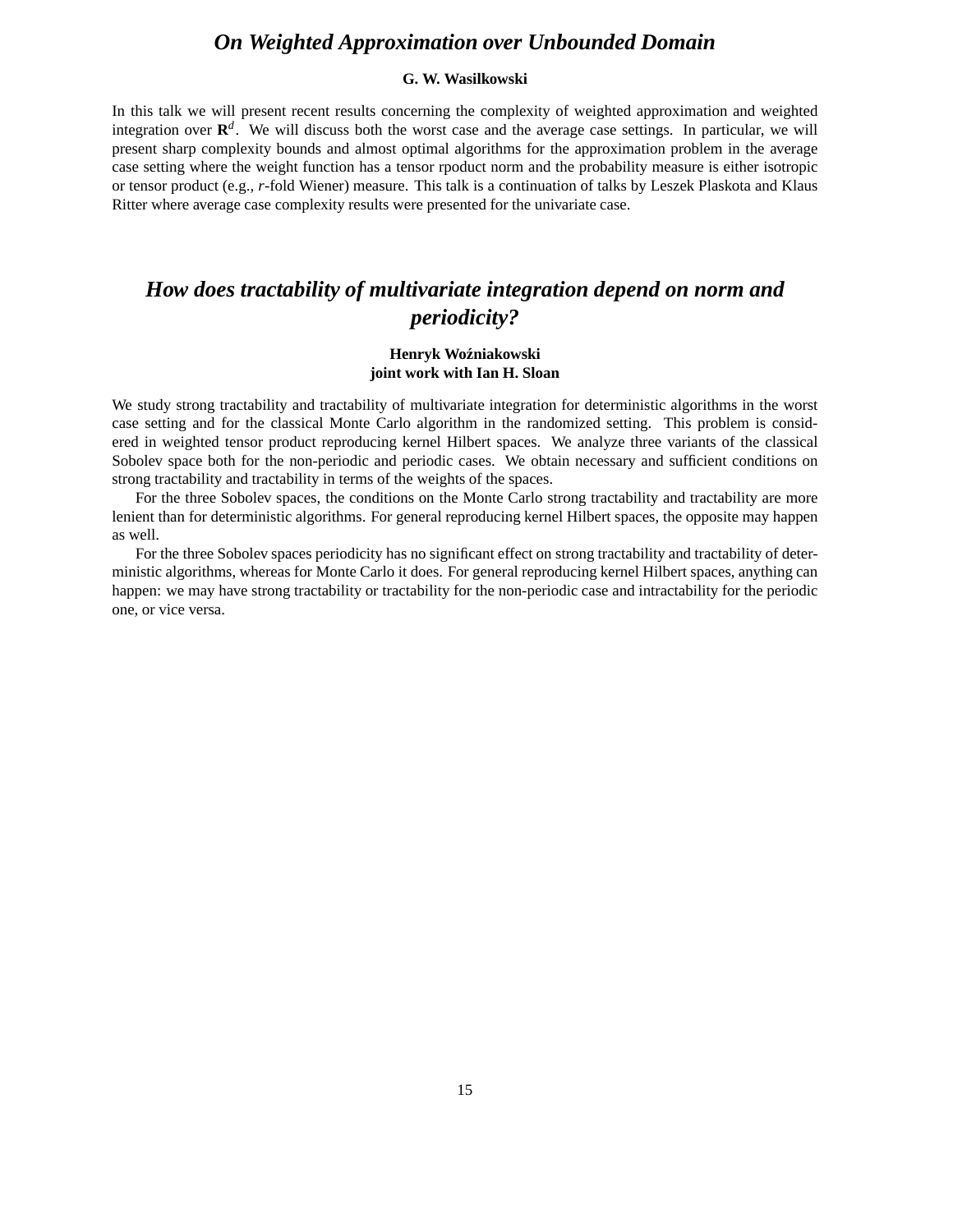## *On Weighted Approximation over Unbounded Domain*

**G. W. Wasilkowski**

In this talk we will present recent results concerning the complexity of weighted approximation and weighted integration over $\mathbf{R}^d$. We will discuss both the worst case and the average case settings. In particular, we will present sharp complexity bounds and almost optimal algorithms for the approximation problem in the average case setting where the weight function has a tensor rpoduct norm and the probability measure is either isotropic or tensor product (e.g., $r$-fold Wiener) measure. This talk is a continuation of talks by Leszek Plaskota and Klaus Ritter where average case complexity results were presented for the univariate case.

## *How does tractability of multivariate integration depend on norm and periodicity?*

**Henryk Woźniakowski**
**joint work with Ian H. Sloan**

We study strong tractability and tractability of multivariate integration for deterministic algorithms in the worst case setting and for the classical Monte Carlo algorithm in the randomized setting. This problem is considered in weighted tensor product reproducing kernel Hilbert spaces. We analyze three variants of the classical Sobolev space both for the non-periodic and periodic cases. We obtain necessary and sufficient conditions on strong tractability and tractability in terms of the weights of the spaces.

For the three Sobolev spaces, the conditions on the Monte Carlo strong tractability and tractability are more lenient than for deterministic algorithms. For general reproducing kernel Hilbert spaces, the opposite may happen as well.

For the three Sobolev spaces periodicity has no significant effect on strong tractability and tractability of deterministic algorithms, whereas for Monte Carlo it does. For general reproducing kernel Hilbert spaces, anything can happen: we may have strong tractability or tractability for the non-periodic case and intractability for the periodic one, or vice versa.